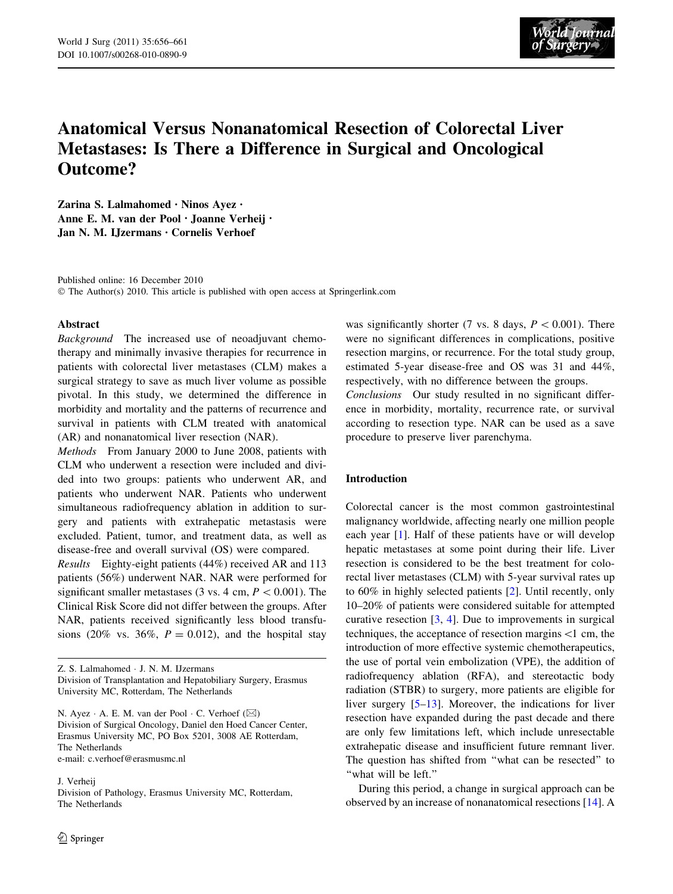# Anatomical Versus Nonanatomical Resection of Colorectal Liver Metastases: Is There a Difference in Surgical and Oncological Outcome?

**Zarina S. Lalmahomed · Ninos Ayez · Anne E. M. van der Pool · Joanne Verheij · Jan N. M. IJzermans · Cornelis Verhoef**

Published online: 16 December 2010
© The Author(s) 2010. This article is published with open access at Springerlink.com

## Abstract

*Background* The increased use of neoadjuvant chemotherapy and minimally invasive therapies for recurrence in patients with colorectal liver metastases (CLM) makes a surgical strategy to save as much liver volume as possible pivotal. In this study, we determined the difference in morbidity and mortality and the patterns of recurrence and survival in patients with CLM treated with anatomical (AR) and nonanatomical liver resection (NAR).

*Methods* From January 2000 to June 2008, patients with CLM who underwent a resection were included and divided into two groups: patients who underwent AR, and patients who underwent NAR. Patients who underwent simultaneous radiofrequency ablation in addition to surgery and patients with extrahepatic metastasis were excluded. Patient, tumor, and treatment data, as well as disease-free and overall survival (OS) were compared.

*Results* Eighty-eight patients (44%) received AR and 113 patients (56%) underwent NAR. NAR were performed for significant smaller metastases (3 vs. 4 cm, $P < 0.001$). The Clinical Risk Score did not differ between the groups. After NAR, patients received significantly less blood transfusions (20% vs. 36%, $P = 0.012$), and the hospital stay was significantly shorter (7 vs. 8 days, $P < 0.001$). There were no significant differences in complications, positive resection margins, or recurrence. For the total study group, estimated 5-year disease-free and OS was 31 and 44%, respectively, with no difference between the groups.

*Conclusions* Our study resulted in no significant difference in morbidity, mortality, recurrence rate, or survival according to resection type. NAR can be used as a save procedure to preserve liver parenchyma.

Z. S. Lalmahomed · J. N. M. IJzermans
Division of Transplantation and Hepatobiliary Surgery, Erasmus University MC, Rotterdam, The Netherlands

N. Ayez · A. E. M. van der Pool · C. Verhoef (✉)
Division of Surgical Oncology, Daniel den Hoed Cancer Center, Erasmus University MC, PO Box 5201, 3008 AE Rotterdam, The Netherlands
e-mail: c.verhoef@erasmusmc.nl

J. Verheij
Division of Pathology, Erasmus University MC, Rotterdam, The Netherlands

## Introduction

Colorectal cancer is the most common gastrointestinal malignancy worldwide, affecting nearly one million people each year [1]. Half of these patients have or will develop hepatic metastases at some point during their life. Liver resection is considered to be the best treatment for colorectal liver metastases (CLM) with 5-year survival rates up to 60% in highly selected patients [2]. Until recently, only 10–20% of patients were considered suitable for attempted curative resection [3, 4]. Due to improvements in surgical techniques, the acceptance of resection margins <1 cm, the introduction of more effective systemic chemotherapeutics, the use of portal vein embolization (VPE), the addition of radiofrequency ablation (RFA), and stereotactic body radiation (STBR) to surgery, more patients are eligible for liver surgery [5–13]. Moreover, the indications for liver resection have expanded during the past decade and there are only few limitations left, which include unresectable extrahepatic disease and insufficient future remnant liver. The question has shifted from "what can be resected" to "what will be left."

During this period, a change in surgical approach can be observed by an increase of nonanatomical resections [14]. A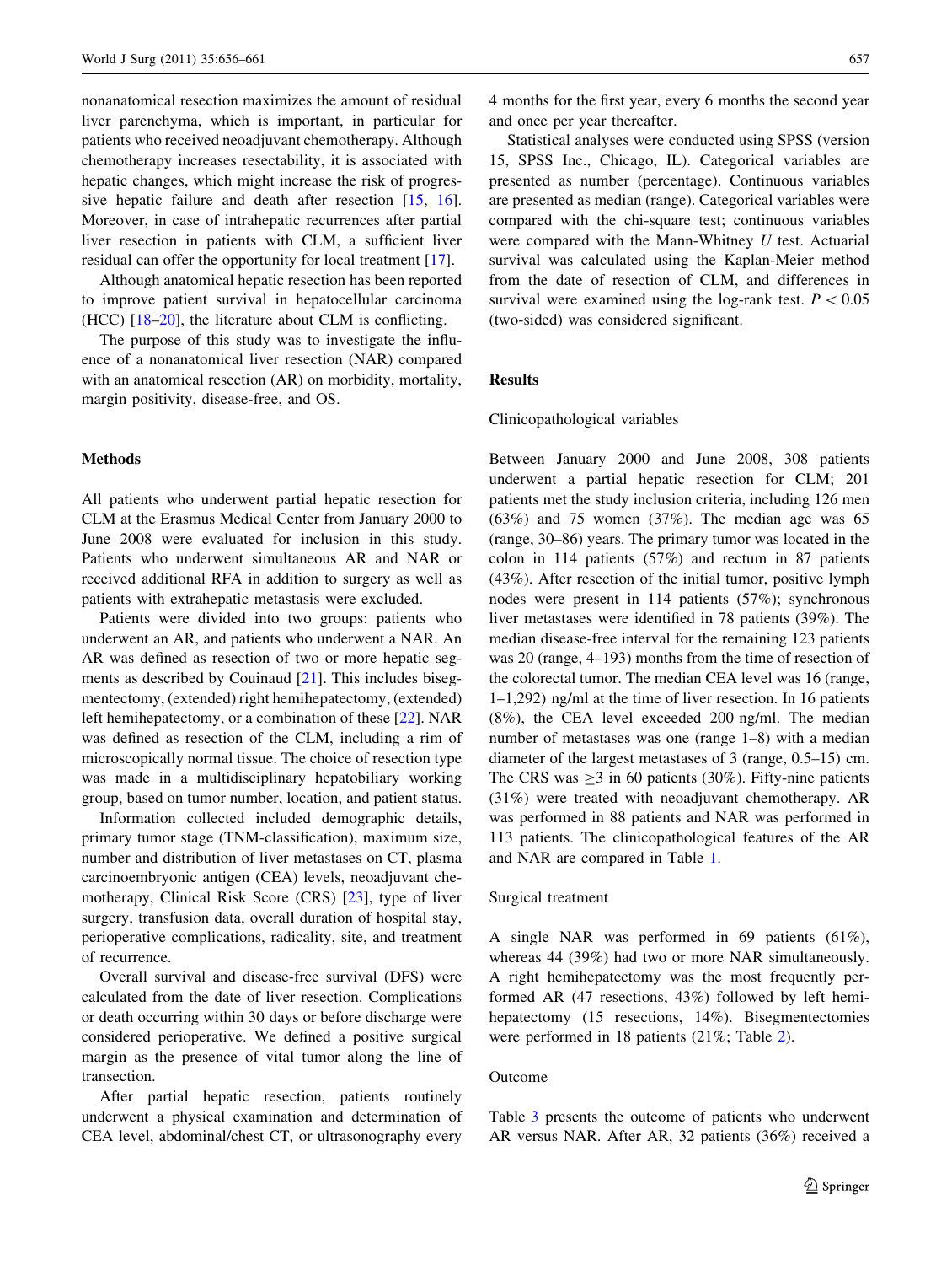nonanatomical resection maximizes the amount of residual liver parenchyma, which is important, in particular for patients who received neoadjuvant chemotherapy. Although chemotherapy increases resectability, it is associated with hepatic changes, which might increase the risk of progressive hepatic failure and death after resection [15, 16]. Moreover, in case of intrahepatic recurrences after partial liver resection in patients with CLM, a sufficient liver residual can offer the opportunity for local treatment [17].

Although anatomical hepatic resection has been reported to improve patient survival in hepatocellular carcinoma (HCC) [18–20], the literature about CLM is conflicting.

The purpose of this study was to investigate the influence of a nonanatomical liver resection (NAR) compared with an anatomical resection (AR) on morbidity, mortality, margin positivity, disease-free, and OS.

## Methods

All patients who underwent partial hepatic resection for CLM at the Erasmus Medical Center from January 2000 to June 2008 were evaluated for inclusion in this study. Patients who underwent simultaneous AR and NAR or received additional RFA in addition to surgery as well as patients with extrahepatic metastasis were excluded.

Patients were divided into two groups: patients who underwent an AR, and patients who underwent a NAR. An AR was defined as resection of two or more hepatic segments as described by Couinaud [21]. This includes bisegmentectomy, (extended) right hemihepatectomy, (extended) left hemihepatectomy, or a combination of these [22]. NAR was defined as resection of the CLM, including a rim of microscopically normal tissue. The choice of resection type was made in a multidisciplinary hepatobiliary working group, based on tumor number, location, and patient status.

Information collected included demographic details, primary tumor stage (TNM-classification), maximum size, number and distribution of liver metastases on CT, plasma carcinoembryonic antigen (CEA) levels, neoadjuvant chemotherapy, Clinical Risk Score (CRS) [23], type of liver surgery, transfusion data, overall duration of hospital stay, perioperative complications, radicality, site, and treatment of recurrence.

Overall survival and disease-free survival (DFS) were calculated from the date of liver resection. Complications or death occurring within 30 days or before discharge were considered perioperative. We defined a positive surgical margin as the presence of vital tumor along the line of transection.

After partial hepatic resection, patients routinely underwent a physical examination and determination of CEA level, abdominal/chest CT, or ultrasonography every 4 months for the first year, every 6 months the second year and once per year thereafter.

Statistical analyses were conducted using SPSS (version 15, SPSS Inc., Chicago, IL). Categorical variables are presented as number (percentage). Continuous variables are presented as median (range). Categorical variables were compared with the chi-square test; continuous variables were compared with the Mann-Whitney *U* test. Actuarial survival was calculated using the Kaplan-Meier method from the date of resection of CLM, and differences in survival were examined using the log-rank test. $P < 0.05$ (two-sided) was considered significant.

## Results

### Clinicopathological variables

Between January 2000 and June 2008, 308 patients underwent a partial hepatic resection for CLM; 201 patients met the study inclusion criteria, including 126 men (63%) and 75 women (37%). The median age was 65 (range, 30–86) years. The primary tumor was located in the colon in 114 patients (57%) and rectum in 87 patients (43%). After resection of the initial tumor, positive lymph nodes were present in 114 patients (57%); synchronous liver metastases were identified in 78 patients (39%). The median disease-free interval for the remaining 123 patients was 20 (range, 4–193) months from the time of resection of the colorectal tumor. The median CEA level was 16 (range, 1–1,292) ng/ml at the time of liver resection. In 16 patients (8%), the CEA level exceeded 200 ng/ml. The median number of metastases was one (range 1–8) with a median diameter of the largest metastases of 3 (range, 0.5–15) cm. The CRS was $\geq 3$ in 60 patients (30%). Fifty-nine patients (31%) were treated with neoadjuvant chemotherapy. AR was performed in 88 patients and NAR was performed in 113 patients. The clinicopathological features of the AR and NAR are compared in Table 1.

### Surgical treatment

A single NAR was performed in 69 patients (61%), whereas 44 (39%) had two or more NAR simultaneously. A right hemihepatectomy was the most frequently performed AR (47 resections, 43%) followed by left hemihepatectomy (15 resections, 14%). Bisegmentectomies were performed in 18 patients (21%; Table 2).

### Outcome

Table 3 presents the outcome of patients who underwent AR versus NAR. After AR, 32 patients (36%) received a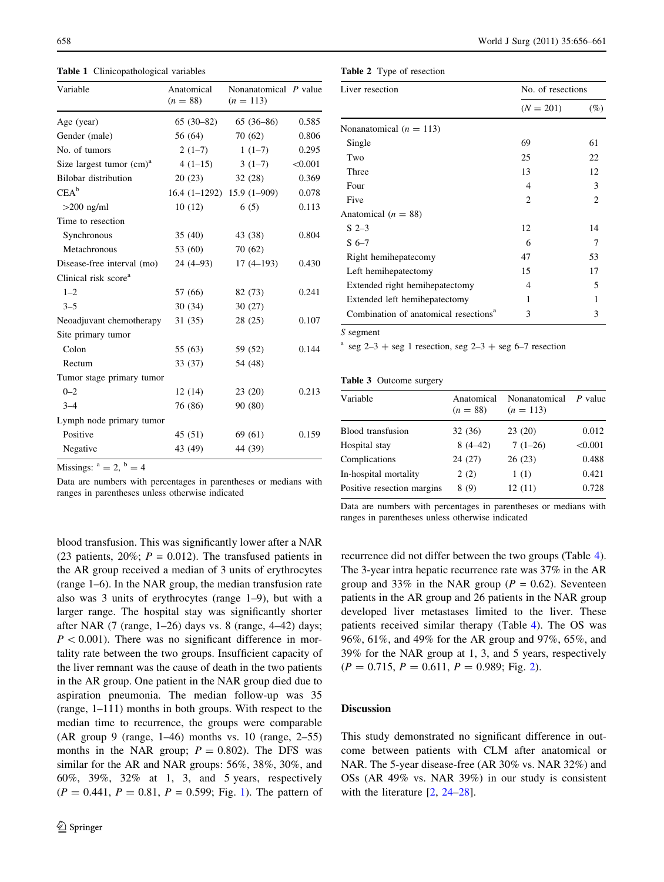**Table 1** Clinicopathological variables

| Variable | Anatomical ($n = 88$) | Nonanatomical ($n = 113$) | $P$ value |
|---|---|---|---|
| Age (year) | 65 (30–82) | 65 (36–86) | 0.585 |
| Gender (male) | 56 (64) | 70 (62) | 0.806 |
| No. of tumors | 2 (1–7) | 1 (1–7) | 0.295 |
| Size largest tumor (cm)[a] | 4 (1–15) | 3 (1–7) | <0.001 |
| Bilobar distribution | 20 (23) | 32 (28) | 0.369 |
| CEA[b] | 16.4 (1–1292) | 15.9 (1–909) | 0.078 |
| >200 ng/ml | 10 (12) | 6 (5) | 0.113 |
| Time to resection | | | |
| Synchronous | 35 (40) | 43 (38) | 0.804 |
| Metachronous | 53 (60) | 70 (62) | |
| Disease-free interval (mo) | 24 (4–93) | 17 (4–193) | 0.430 |
| Clinical risk score[a] | | | |
| 1–2 | 57 (66) | 82 (73) | 0.241 |
| 3–5 | 30 (34) | 30 (27) | |
| Neoadjuvant chemotherapy | 31 (35) | 28 (25) | 0.107 |
| Site primary tumor | | | |
| Colon | 55 (63) | 59 (52) | 0.144 |
| Rectum | 33 (37) | 54 (48) | |
| Tumor stage primary tumor | | | |
| 0–2 | 12 (14) | 23 (20) | 0.213 |
| 3–4 | 76 (86) | 90 (80) | |
| Lymph node primary tumor | | | |
| Positive | 45 (51) | 69 (61) | 0.159 |
| Negative | 43 (49) | 44 (39) | |

Missings: [a] = 2, [b] = 4

Data are numbers with percentages in parentheses or medians with ranges in parentheses unless otherwise indicated

**Table 2** Type of resection

| Liver resection | No. of resections ($N = 201$) | (%) |
|---|---|---|
| Nonanatomical ($n = 113$) | | |
| Single | 69 | 61 |
| Two | 25 | 22 |
| Three | 13 | 12 |
| Four | 4 | 3 |
| Five | 2 | 2 |
| Anatomical ($n = 88$) | | |
| S 2–3 | 12 | 14 |
| S 6–7 | 6 | 7 |
| Right hemihepatecomy | 47 | 53 |
| Left hemihepatectomy | 15 | 17 |
| Extended right hemihepatectomy | 4 | 5 |
| Extended left hemihepatectomy | 1 | 1 |
| Combination of anatomical resections[a] | 3 | 3 |

*S* segment

[a] seg 2–3 + seg 1 resection, seg 2–3 + seg 6–7 resection

**Table 3** Outcome surgery

| Variable | Anatomical ($n = 88$) | Nonanatomical ($n = 113$) | $P$ value |
|---|---|---|---|
| Blood transfusion | 32 (36) | 23 (20) | 0.012 |
| Hospital stay | 8 (4–42) | 7 (1–26) | <0.001 |
| Complications | 24 (27) | 26 (23) | 0.488 |
| In-hospital mortality | 2 (2) | 1 (1) | 0.421 |
| Positive resection margins | 8 (9) | 12 (11) | 0.728 |

Data are numbers with percentages in parentheses or medians with ranges in parentheses unless otherwise indicated

blood transfusion. This was significantly lower after a NAR (23 patients, 20%; $P = 0.012$). The transfused patients in the AR group received a median of 3 units of erythrocytes (range 1–6). In the NAR group, the median transfusion rate also was 3 units of erythrocytes (range 1–9), but with a larger range. The hospital stay was significantly shorter after NAR (7 (range, 1–26) days vs. 8 (range, 4–42) days; $P < 0.001$). There was no significant difference in mortality rate between the two groups. Insufficient capacity of the liver remnant was the cause of death in the two patients in the AR group. One patient in the NAR group died due to aspiration pneumonia. The median follow-up was 35 (range, 1–111) months in both groups. With respect to the median time to recurrence, the groups were comparable (AR group 9 (range, 1–46) months vs. 10 (range, 2–55) months in the NAR group; $P = 0.802$). The DFS was similar for the AR and NAR groups: 56%, 38%, 30%, and 60%, 39%, 32% at 1, 3, and 5 years, respectively ($P = 0.441$, $P = 0.81$, $P = 0.599$; Fig. 1). The pattern of recurrence did not differ between the two groups (Table 4). The 3-year intra hepatic recurrence rate was 37% in the AR group and 33% in the NAR group ($P = 0.62$). Seventeen patients in the AR group and 26 patients in the NAR group developed liver metastases limited to the liver. These patients received similar therapy (Table 4). The OS was 96%, 61%, and 49% for the AR group and 97%, 65%, and 39% for the NAR group at 1, 3, and 5 years, respectively ($P = 0.715$, $P = 0.611$, $P = 0.989$; Fig. 2).

## Discussion

This study demonstrated no significant difference in outcome between patients with CLM after anatomical or NAR. The 5-year disease-free (AR 30% vs. NAR 32%) and OSs (AR 49% vs. NAR 39%) in our study is consistent with the literature [2, 24–28].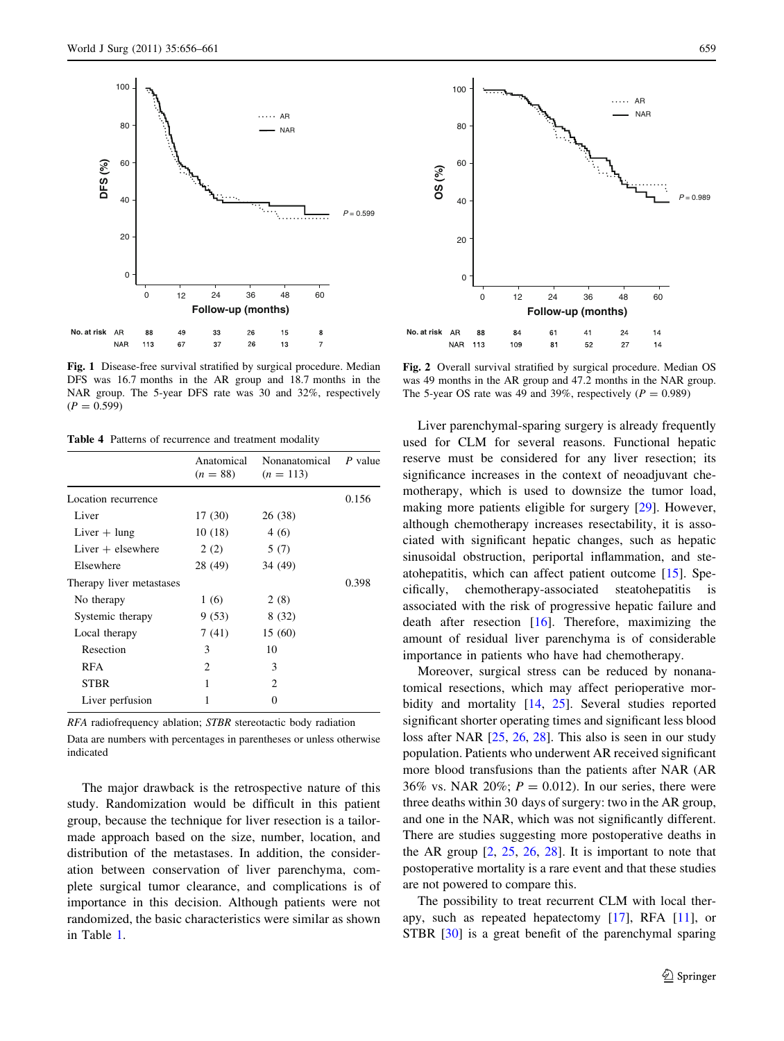Fig. 1 Disease-free survival stratified by surgical procedure. Median DFS was 16.7 months in the AR group and 18.7 months in the NAR group. The 5-year DFS rate was 30 and 32%, respectively ($P = 0.599$)

Fig. 2 Overall survival stratified by surgical procedure. Median OS was 49 months in the AR group and 47.2 months in the NAR group. The 5-year OS rate was 49 and 39%, respectively ($P = 0.989$)

**Table 4** Patterns of recurrence and treatment modality

| | Anatomical ($n = 88$) | Nonanatomical ($n = 113$) | *P* value |
|---|---|---|---|
| Location recurrence | | | 0.156 |
| Liver | 17 (30) | 26 (38) | |
| Liver + lung | 10 (18) | 4 (6) | |
| Liver + elsewhere | 2 (2) | 5 (7) | |
| Elsewhere | 28 (49) | 34 (49) | |
| Therapy liver metastases | | | 0.398 |
| No therapy | 1 (6) | 2 (8) | |
| Systemic therapy | 9 (53) | 8 (32) | |
| Local therapy | 7 (41) | 15 (60) | |
| Resection | 3 | 10 | |
| RFA | 2 | 3 | |
| STBR | 1 | 2 | |
| Liver perfusion | 1 | 0 | |

*RFA* radiofrequency ablation; *STBR* stereotactic body radiation

Data are numbers with percentages in parentheses or unless otherwise indicated

The major drawback is the retrospective nature of this study. Randomization would be difficult in this patient group, because the technique for liver resection is a tailor-made approach based on the size, number, location, and distribution of the metastases. In addition, the consideration between conservation of liver parenchyma, complete surgical tumor clearance, and complications is of importance in this decision. Although patients were not randomized, the basic characteristics were similar as shown in Table 1.

Liver parenchymal-sparing surgery is already frequently used for CLM for several reasons. Functional hepatic reserve must be considered for any liver resection; its significance increases in the context of neoadjuvant chemotherapy, which is used to downsize the tumor load, making more patients eligible for surgery [29]. However, although chemotherapy increases resectability, it is associated with significant hepatic changes, such as hepatic sinusoidal obstruction, periportal inflammation, and steatohepatitis, which can affect patient outcome [15]. Specifically, chemotherapy-associated steatohepatitis is associated with the risk of progressive hepatic failure and death after resection [16]. Therefore, maximizing the amount of residual liver parenchyma is of considerable importance in patients who have had chemotherapy.

Moreover, surgical stress can be reduced by nonanatomical resections, which may affect perioperative morbidity and mortality [14, 25]. Several studies reported significant shorter operating times and significant less blood loss after NAR [25, 26, 28]. This also is seen in our study population. Patients who underwent AR received significant more blood transfusions than the patients after NAR (AR 36% vs. NAR 20%; $P = 0.012$). In our series, there were three deaths within 30 days of surgery: two in the AR group, and one in the NAR, which was not significantly different. There are studies suggesting more postoperative deaths in the AR group [2, 25, 26, 28]. It is important to note that postoperative mortality is a rare event and that these studies are not powered to compare this.

The possibility to treat recurrent CLM with local therapy, such as repeated hepatectomy [17], RFA [11], or STBR [30] is a great benefit of the parenchymal sparing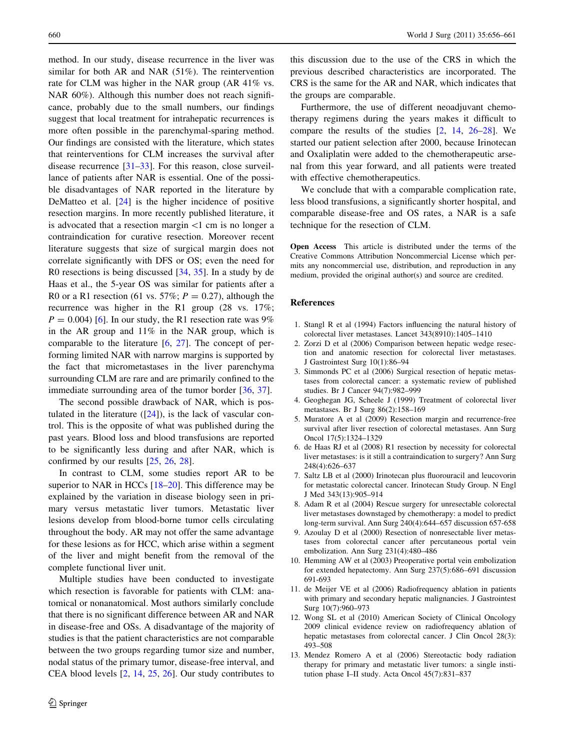method. In our study, disease recurrence in the liver was similar for both AR and NAR (51%). The reintervention rate for CLM was higher in the NAR group (AR 41% vs. NAR 60%). Although this number does not reach significance, probably due to the small numbers, our findings suggest that local treatment for intrahepatic recurrences is more often possible in the parenchymal-sparing method. Our findings are consisted with the literature, which states that reinterventions for CLM increases the survival after disease recurrence [31–33]. For this reason, close surveillance of patients after NAR is essential. One of the possible disadvantages of NAR reported in the literature by DeMatteo et al. [24] is the higher incidence of positive resection margins. In more recently published literature, it is advocated that a resection margin <1 cm is no longer a contraindication for curative resection. Moreover recent literature suggests that size of surgical margin does not correlate significantly with DFS or OS; even the need for R0 resections is being discussed [34, 35]. In a study by de Haas et al., the 5-year OS was similar for patients after a R0 or a R1 resection (61 vs. 57%; $P = 0.27$), although the recurrence was higher in the R1 group (28 vs. 17%; $P = 0.004$) [6]. In our study, the R1 resection rate was 9% in the AR group and 11% in the NAR group, which is comparable to the literature [6, 27]. The concept of performing limited NAR with narrow margins is supported by the fact that micrometastases in the liver parenchyma surrounding CLM are rare and are primarily confined to the immediate surrounding area of the tumor border [36, 37].

The second possible drawback of NAR, which is postulated in the literature ([24]), is the lack of vascular control. This is the opposite of what was published during the past years. Blood loss and blood transfusions are reported to be significantly less during and after NAR, which is confirmed by our results [25, 26, 28].

In contrast to CLM, some studies report AR to be superior to NAR in HCCs [18–20]. This difference may be explained by the variation in disease biology seen in primary versus metastatic liver tumors. Metastatic liver lesions develop from blood-borne tumor cells circulating throughout the body. AR may not offer the same advantage for these lesions as for HCC, which arise within a segment of the liver and might benefit from the removal of the complete functional liver unit.

Multiple studies have been conducted to investigate which resection is favorable for patients with CLM: anatomical or nonanatomical. Most authors similarly conclude that there is no significant difference between AR and NAR in disease-free and OSs. A disadvantage of the majority of studies is that the patient characteristics are not comparable between the two groups regarding tumor size and number, nodal status of the primary tumor, disease-free interval, and CEA blood levels [2, 14, 25, 26]. Our study contributes to this discussion due to the use of the CRS in which the previous described characteristics are incorporated. The CRS is the same for the AR and NAR, which indicates that the groups are comparable.

Furthermore, the use of different neoadjuvant chemotherapy regimens during the years makes it difficult to compare the results of the studies [2, 14, 26–28]. We started our patient selection after 2000, because Irinotecan and Oxaliplatin were added to the chemotherapeutic arsenal from this year forward, and all patients were treated with effective chemotherapeutics.

We conclude that with a comparable complication rate, less blood transfusions, a significantly shorter hospital, and comparable disease-free and OS rates, a NAR is a safe technique for the resection of CLM.

**Open Access** This article is distributed under the terms of the Creative Commons Attribution Noncommercial License which permits any noncommercial use, distribution, and reproduction in any medium, provided the original author(s) and source are credited.

## References

1. Stangl R et al (1994) Factors influencing the natural history of colorectal liver metastases. Lancet 343(8910):1405–1410
2. Zorzi D et al (2006) Comparison between hepatic wedge resection and anatomic resection for colorectal liver metastases. J Gastrointest Surg 10(1):86–94
3. Simmonds PC et al (2006) Surgical resection of hepatic metastases from colorectal cancer: a systematic review of published studies. Br J Cancer 94(7):982–999
4. Geoghegan JG, Scheele J (1999) Treatment of colorectal liver metastases. Br J Surg 86(2):158–169
5. Muratore A et al (2009) Resection margin and recurrence-free survival after liver resection of colorectal metastases. Ann Surg Oncol 17(5):1324–1329
6. de Haas RJ et al (2008) R1 resection by necessity for colorectal liver metastases: is it still a contraindication to surgery? Ann Surg 248(4):626–637
7. Saltz LB et al (2000) Irinotecan plus fluorouracil and leucovorin for metastatic colorectal cancer. Irinotecan Study Group. N Engl J Med 343(13):905–914
8. Adam R et al (2004) Rescue surgery for unresectable colorectal liver metastases downstaged by chemotherapy: a model to predict long-term survival. Ann Surg 240(4):644–657 discussion 657-658
9. Azoulay D et al (2000) Resection of nonresectable liver metastases from colorectal cancer after percutaneous portal vein embolization. Ann Surg 231(4):480–486
10. Hemming AW et al (2003) Preoperative portal vein embolization for extended hepatectomy. Ann Surg 237(5):686–691 discussion 691-693
11. de Meijer VE et al (2006) Radiofrequency ablation in patients with primary and secondary hepatic malignancies. J Gastrointest Surg 10(7):960–973
12. Wong SL et al (2010) American Society of Clinical Oncology 2009 clinical evidence review on radiofrequency ablation of hepatic metastases from colorectal cancer. J Clin Oncol 28(3):493–508
13. Mendez Romero A et al (2006) Stereotactic body radiation therapy for primary and metastatic liver tumors: a single institution phase I–II study. Acta Oncol 45(7):831–837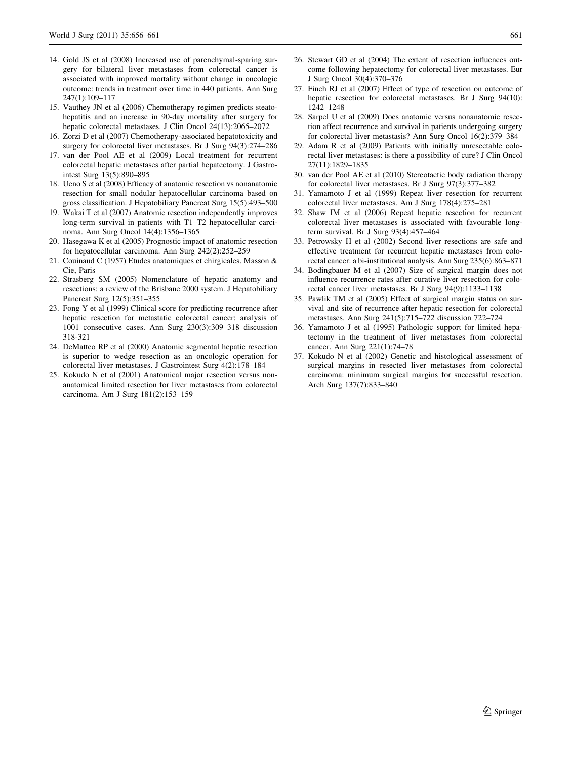14. Gold JS et al (2008) Increased use of parenchymal-sparing surgery for bilateral liver metastases from colorectal cancer is associated with improved mortality without change in oncologic outcome: trends in treatment over time in 440 patients. Ann Surg 247(1):109–117
15. Vauthey JN et al (2006) Chemotherapy regimen predicts steatohepatitis and an increase in 90-day mortality after surgery for hepatic colorectal metastases. J Clin Oncol 24(13):2065–2072
16. Zorzi D et al (2007) Chemotherapy-associated hepatotoxicity and surgery for colorectal liver metastases. Br J Surg 94(3):274–286
17. van der Pool AE et al (2009) Local treatment for recurrent colorectal hepatic metastases after partial hepatectomy. J Gastrointest Surg 13(5):890–895
18. Ueno S et al (2008) Efficacy of anatomic resection vs nonanatomic resection for small nodular hepatocellular carcinoma based on gross classification. J Hepatobiliary Pancreat Surg 15(5):493–500
19. Wakai T et al (2007) Anatomic resection independently improves long-term survival in patients with T1–T2 hepatocellular carcinoma. Ann Surg Oncol 14(4):1356–1365
20. Hasegawa K et al (2005) Prognostic impact of anatomic resection for hepatocellular carcinoma. Ann Surg 242(2):252–259
21. Couinaud C (1957) Etudes anatomiques et chirgicales. Masson & Cie, Paris
22. Strasberg SM (2005) Nomenclature of hepatic anatomy and resections: a review of the Brisbane 2000 system. J Hepatobiliary Pancreat Surg 12(5):351–355
23. Fong Y et al (1999) Clinical score for predicting recurrence after hepatic resection for metastatic colorectal cancer: analysis of 1001 consecutive cases. Ann Surg 230(3):309–318 discussion 318-321
24. DeMatteo RP et al (2000) Anatomic segmental hepatic resection is superior to wedge resection as an oncologic operation for colorectal liver metastases. J Gastrointest Surg 4(2):178–184
25. Kokudo N et al (2001) Anatomical major resection versus nonanatomical limited resection for liver metastases from colorectal carcinoma. Am J Surg 181(2):153–159
26. Stewart GD et al (2004) The extent of resection influences outcome following hepatectomy for colorectal liver metastases. Eur J Surg Oncol 30(4):370–376
27. Finch RJ et al (2007) Effect of type of resection on outcome of hepatic resection for colorectal metastases. Br J Surg 94(10): 1242–1248
28. Sarpel U et al (2009) Does anatomic versus nonanatomic resection affect recurrence and survival in patients undergoing surgery for colorectal liver metastasis? Ann Surg Oncol 16(2):379–384
29. Adam R et al (2009) Patients with initially unresectable colorectal liver metastases: is there a possibility of cure? J Clin Oncol 27(11):1829–1835
30. van der Pool AE et al (2010) Stereotactic body radiation therapy for colorectal liver metastases. Br J Surg 97(3):377–382
31. Yamamoto J et al (1999) Repeat liver resection for recurrent colorectal liver metastases. Am J Surg 178(4):275–281
32. Shaw IM et al (2006) Repeat hepatic resection for recurrent colorectal liver metastases is associated with favourable long-term survival. Br J Surg 93(4):457–464
33. Petrowsky H et al (2002) Second liver resections are safe and effective treatment for recurrent hepatic metastases from colorectal cancer: a bi-institutional analysis. Ann Surg 235(6):863–871
34. Bodingbauer M et al (2007) Size of surgical margin does not influence recurrence rates after curative liver resection for colorectal cancer liver metastases. Br J Surg 94(9):1133–1138
35. Pawlik TM et al (2005) Effect of surgical margin status on survival and site of recurrence after hepatic resection for colorectal metastases. Ann Surg 241(5):715–722 discussion 722–724
36. Yamamoto J et al (1995) Pathologic support for limited hepatectomy in the treatment of liver metastases from colorectal cancer. Ann Surg 221(1):74–78
37. Kokudo N et al (2002) Genetic and histological assessment of surgical margins in resected liver metastases from colorectal carcinoma: minimum surgical margins for successful resection. Arch Surg 137(7):833–840